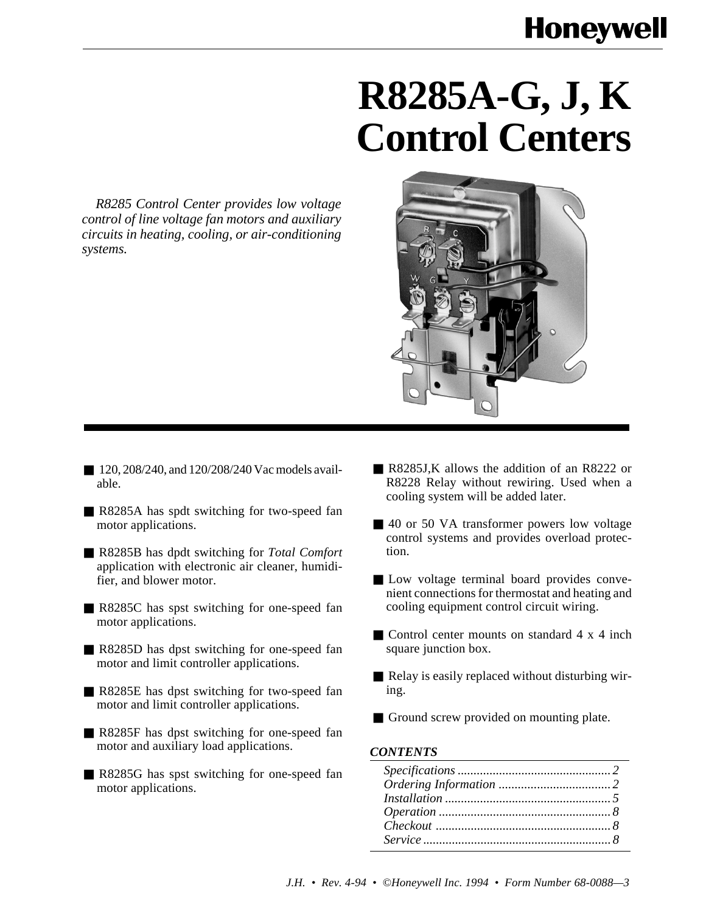Honeywell

# R8285A-G, J, K Control Centers

*R8285 Control Center provides low voltage control of line voltage fan motors and auxiliary circuits in heating, cooling, or air-conditioning systems.*

- 120, 208/240, and 120/208/240 Vac models available.
- R8285A has spdt switching for two-speed fan motor applications.
- R8285B has dpdt switching for *Total Comfort* application with electronic air cleaner, humidifier, and blower motor.
- R8285C has spst switching for one-speed fan motor applications.
- R8285D has dpst switching for one-speed fan motor and limit controller applications.
- R8285E has dpst switching for two-speed fan motor and limit controller applications.
- R8285F has dpst switching for one-speed fan motor and auxiliary load applications.
- R8285G has spst switching for one-speed fan motor applications.
- R8285J,K allows the addition of an R8222 or R8228 Relay without rewiring. Used when a cooling system will be added later.
- 40 or 50 VA transformer powers low voltage control systems and provides overload protection.
- Low voltage terminal board provides convenient connections for thermostat and heating and cooling equipment control circuit wiring.
- Control center mounts on standard 4 x 4 inch square junction box.
- Relay is easily replaced without disturbing wiring.
- Ground screw provided on mounting plate.

### *CONTENTS*

*Specifications* ................................................ 2
*Ordering Information* ................................... 2
*Installation* .................................................... 5
*Operation* ...................................................... 8
*Checkout* ...................................................... 8
*Service* ........................................................... 8

*J.H. • Rev. 4-94 • ©Honeywell Inc. 1994 • Form Number 68-0088—3*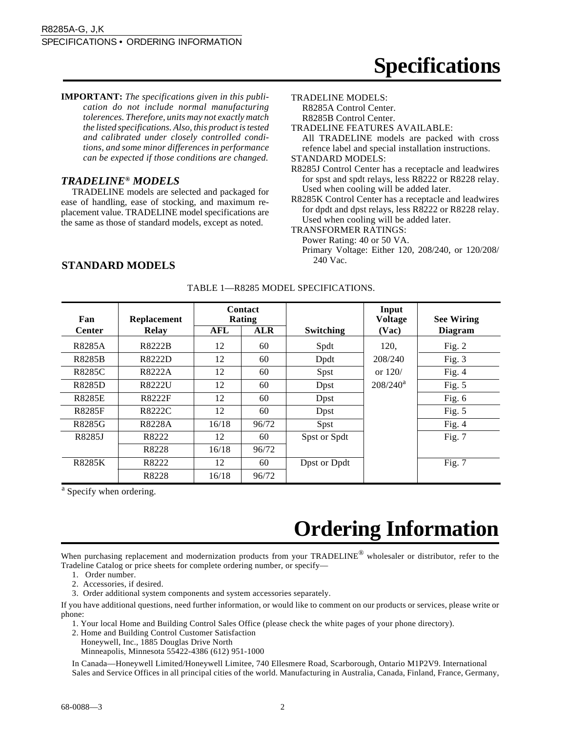# Specifications

**IMPORTANT:** *The specifications given in this publication do not include normal manufacturing tolerences. Therefore, units may not exactly match the listed specifications. Also, this product is tested and calibrated under closely controlled conditions, and some minor differences in performance can be expected if those conditions are changed.*

## *TRADELINE® MODELS*

TRADELINE models are selected and packaged for ease of handling, ease of stocking, and maximum replacement value. TRADELINE model specifications are the same as those of standard models, except as noted.

TRADELINE MODELS:
R8285A Control Center.
R8285B Control Center.

TRADELINE FEATURES AVAILABLE:
All TRADELINE models are packed with cross refence label and special installation instructions.

STANDARD MODELS:
R8285J Control Center has a receptacle and leadwires for spst and spdt relays, less R8222 or R8228 relay. Used when cooling will be added later.
R8285K Control Center has a receptacle and leadwires for dpdt and dpst relays, less R8222 or R8228 relay. Used when cooling will be added later.

TRANSFORMER RATINGS:
Power Rating: 40 or 50 VA.
Primary Voltage: Either 120, 208/240, or 120/208/240 Vac.

## STANDARD MODELS

TABLE 1—R8285 MODEL SPECIFICATIONS.

| Fan Center | Replacement Relay | Contact Rating | | Switching | Input Voltage (Vac) | See Wiring Diagram |
|---|---|---|---|---|---|---|
| | | AFL | ALR | | | |
| R8285A | R8222B | 12 | 60 | Spdt | 120, 208/240 or 120/ 208/240[a] | Fig. 2 |
| R8285B | R8222D | 12 | 60 | Dpdt | | Fig. 3 |
| R8285C | R8222A | 12 | 60 | Spst | | Fig. 4 |
| R8285D | R8222U | 12 | 60 | Dpst | | Fig. 5 |
| R8285E | R8222F | 12 | 60 | Dpst | | Fig. 6 |
| R8285F | R8222C | 12 | 60 | Dpst | | Fig. 5 |
| R8285G | R8228A | 16/18 | 96/72 | Spst | | Fig. 4 |
| R8285J | R8222 | 12 | 60 | Spst or Spdt | | Fig. 7 |
| | R8228 | 16/18 | 96/72 | | | |
| R8285K | R8222 | 12 | 60 | Dpst or Dpdt | | Fig. 7 |
| | R8228 | 16/18 | 96/72 | | | |

[a] Specify when ordering.

# Ordering Information

When purchasing replacement and modernization products from your TRADELINE® wholesaler or distributor, refer to the Tradeline Catalog or price sheets for complete ordering number, or specify—

1. Order number.
2. Accessories, if desired.
3. Order additional system components and system accessories separately.

If you have additional questions, need further information, or would like to comment on our products or services, please write or phone:

1. Your local Home and Building Control Sales Office (please check the white pages of your phone directory).
2. Home and Building Control Customer Satisfaction
   Honeywell, Inc., 1885 Douglas Drive North
   Minneapolis, Minnesota 55422-4386 (612) 951-1000

In Canada—Honeywell Limited/Honeywell Limitee, 740 Ellesmere Road, Scarborough, Ontario M1P2V9. International Sales and Service Offices in all principal cities of the world. Manufacturing in Australia, Canada, Finland, France, Germany,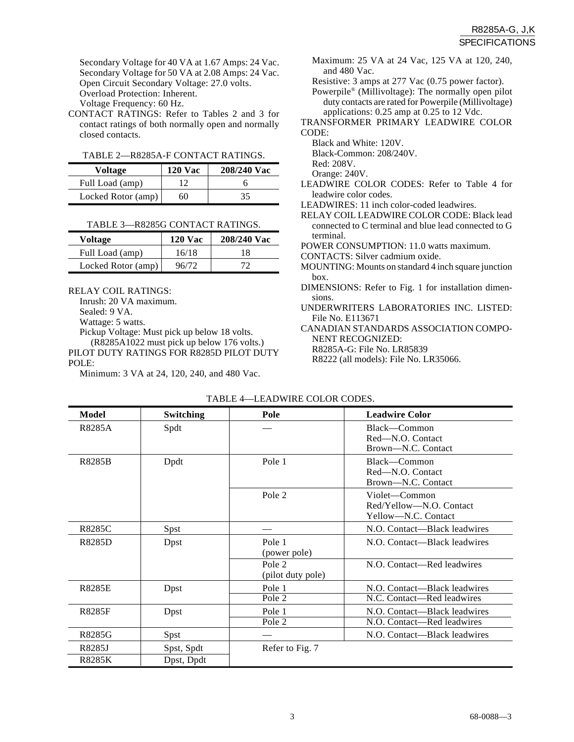Secondary Voltage for 40 VA at 1.67 Amps: 24 Vac.
Secondary Voltage for 50 VA at 2.08 Amps: 24 Vac.
Open Circuit Secondary Voltage: 27.0 volts.
Overload Protection: Inherent.
Voltage Frequency: 60 Hz.

CONTACT RATINGS: Refer to Tables 2 and 3 for contact ratings of both normally open and normally closed contacts.

TABLE 2—R8285A-F CONTACT RATINGS.

| Voltage | 120 Vac | 208/240 Vac |
|---|---|---|
| Full Load (amp) | 12 | 6 |
| Locked Rotor (amp) | 60 | 35 |

TABLE 3—R8285G CONTACT RATINGS.

| Voltage | 120 Vac | 208/240 Vac |
|---|---|---|
| Full Load (amp) | 16/18 | 18 |
| Locked Rotor (amp) | 96/72 | 72 |

RELAY COIL RATINGS:
Inrush: 20 VA maximum.
Sealed: 9 VA.
Wattage: 5 watts.
Pickup Voltage: Must pick up below 18 volts.
(R8285A1022 must pick up below 176 volts.)

PILOT DUTY RATINGS FOR R8285D PILOT DUTY POLE:
Minimum: 3 VA at 24, 120, 240, and 480 Vac.
Maximum: 25 VA at 24 Vac, 125 VA at 120, 240, and 480 Vac.
Resistive: 3 amps at 277 Vac (0.75 power factor).
Powerpile® (Millivoltage): The normally open pilot duty contacts are rated for Powerpile (Millivoltage) applications: 0.25 amp at 0.25 to 12 Vdc.

TRANSFORMER PRIMARY LEADWIRE COLOR CODE:
Black and White: 120V.
Black-Common: 208/240V.
Red: 208V.
Orange: 240V.

LEADWIRE COLOR CODES: Refer to Table 4 for leadwire color codes.

LEADWIRES: 11 inch color-coded leadwires.

RELAY COIL LEADWIRE COLOR CODE: Black lead connected to C terminal and blue lead connected to G terminal.

POWER CONSUMPTION: 11.0 watts maximum.

CONTACTS: Silver cadmium oxide.

MOUNTING: Mounts on standard 4 inch square junction box.

DIMENSIONS: Refer to Fig. 1 for installation dimensions.

UNDERWRITERS LABORATORIES INC. LISTED: File No. E113671

CANADIAN STANDARDS ASSOCIATION COMPONENT RECOGNIZED:
R8285A-G: File No. LR85839
R8222 (all models): File No. LR35066.

TABLE 4—LEADWIRE COLOR CODES.

| Model | Switching | Pole | Leadwire Color |
|---|---|---|---|
| R8285A | Spdt | — | Black—Common<br>Red—N.O. Contact<br>Brown—N.C. Contact |
| R8285B | Dpdt | Pole 1 | Black—Common<br>Red—N.O. Contact<br>Brown—N.C. Contact |
| | | Pole 2 | Violet—Common<br>Red/Yellow—N.O. Contact<br>Yellow—N.C. Contact |
| R8285C | Spst | — | N.O. Contact—Black leadwires |
| R8285D | Dpst | Pole 1<br>(power pole) | N.O. Contact—Black leadwires |
| | | Pole 2<br>(pilot duty pole) | N.O. Contact—Red leadwires |
| R8285E | Dpst | Pole 1 | N.O. Contact—Black leadwires |
| | | Pole 2 | N.C. Contact—Red leadwires |
| R8285F | Dpst | Pole 1 | N.O. Contact—Black leadwires |
| | | Pole 2 | N.O. Contact—Red leadwires |
| R8285G | Spst | — | N.O. Contact—Black leadwires |
| R8285J | Spst, Spdt | Refer to Fig. 7 | |
| R8285K | Dpst, Dpdt | | |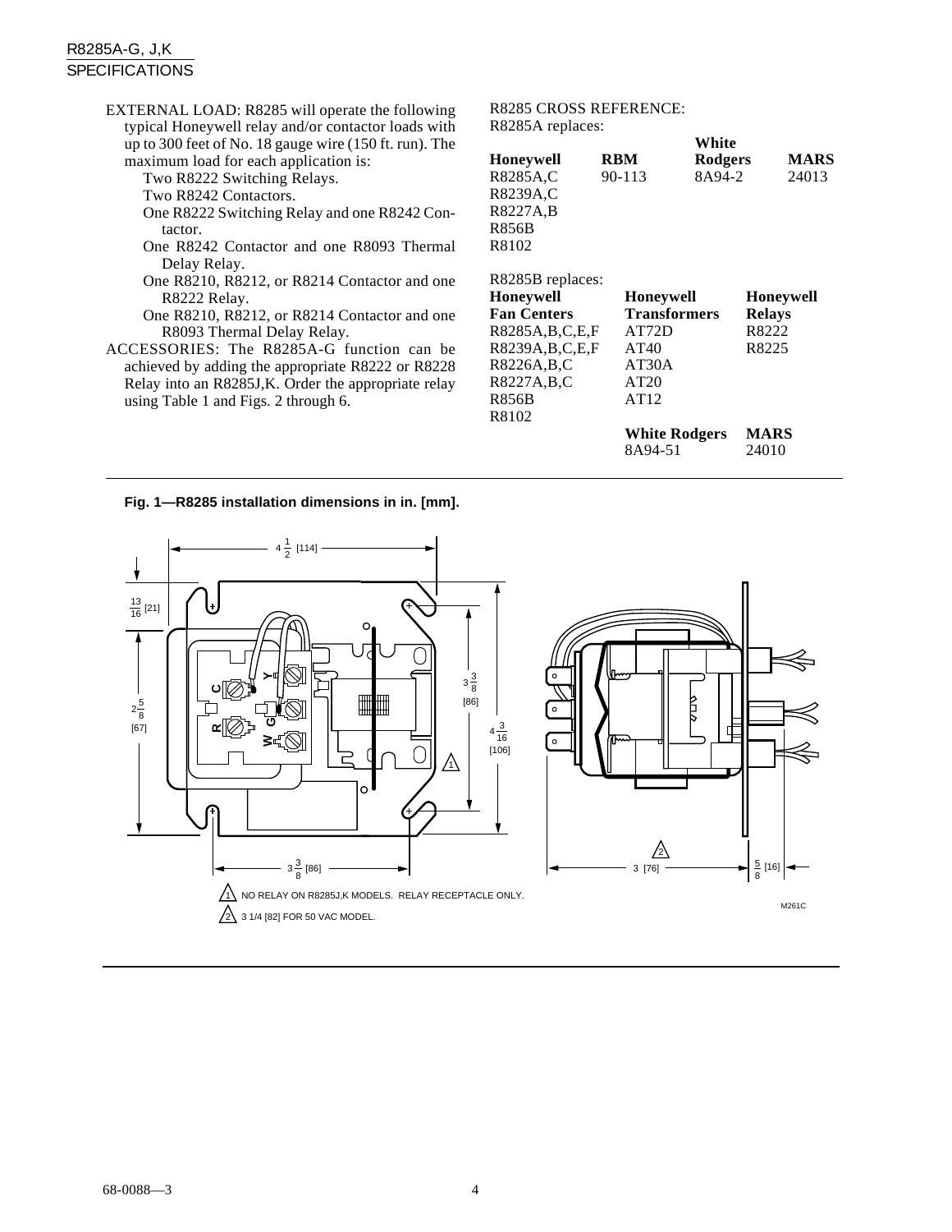EXTERNAL LOAD: R8285 will operate the following typical Honeywell relay and/or contactor loads with up to 300 feet of No. 18 gauge wire (150 ft. run). The maximum load for each application is:

- Two R8222 Switching Relays.
- Two R8242 Contactors.
- One R8222 Switching Relay and one R8242 Contactor.
- One R8242 Contactor and one R8093 Thermal Delay Relay.
- One R8210, R8212, or R8214 Contactor and one R8222 Relay.
- One R8210, R8212, or R8214 Contactor and one R8093 Thermal Delay Relay.

ACCESSORIES: The R8285A-G function can be achieved by adding the appropriate R8222 or R8228 Relay into an R8285J,K. Order the appropriate relay using Table 1 and Figs. 2 through 6.

R8285 CROSS REFERENCE:

R8285A replaces:

| Honeywell | RBM | White Rodgers | MARS |
|---|---|---|---|
| R8285A,C | 90-113 | 8A94-2 | 24013 |
| R8239A,C | | | |
| R8227A,B | | | |
| R856B | | | |
| R8102 | | | |

R8285B replaces:

| Honeywell Fan Centers | Honeywell Transformers | Honeywell Relays |
|---|---|---|
| R8285A,B,C,E,F | AT72D | R8222 |
| R8239A,B,C,E,F | AT40 | R8225 |
| R8226A,B,C | AT30A | |
| R8227A,B,C | AT20 | |
| R856B | AT12 | |
| R8102 | | |
| | **White Rodgers** | **MARS** |
| | 8A94-51 | 24010 |

**Fig. 1—R8285 installation dimensions in in. [mm].**

1. NO RELAY ON R8285J,K MODELS. RELAY RECEPTACLE ONLY.
2. 3 1/4 [82] FOR 50 VAC MODEL.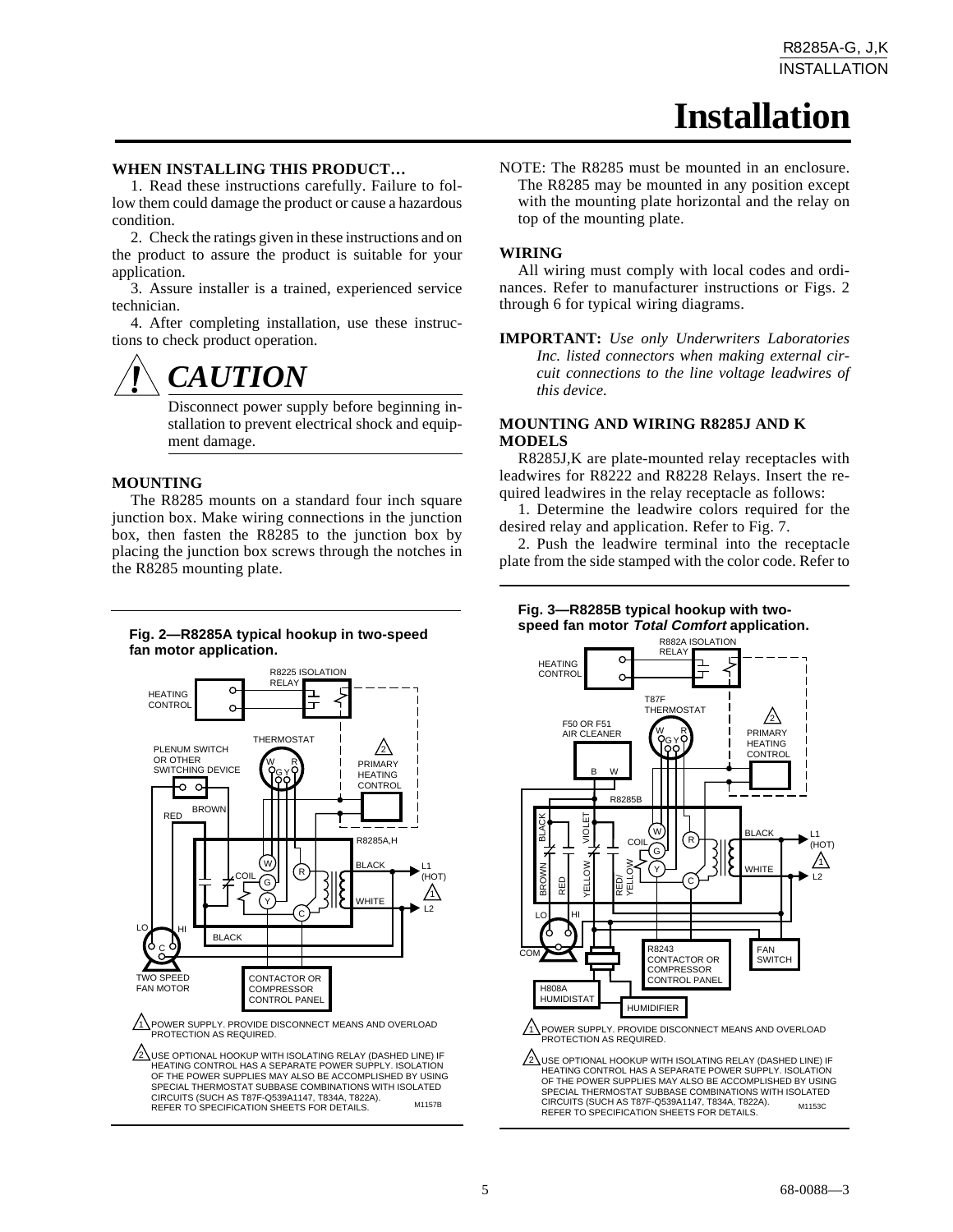# Installation

**WHEN INSTALLING THIS PRODUCT…**

1. Read these instructions carefully. Failure to follow them could damage the product or cause a hazardous condition.
2. Check the ratings given in these instructions and on the product to assure the product is suitable for your application.
3. Assure installer is a trained, experienced service technician.
4. After completing installation, use these instructions to check product operation.

## ! CAUTION

Disconnect power supply before beginning installation to prevent electrical shock and equipment damage.

### MOUNTING

The R8285 mounts on a standard four inch square junction box. Make wiring connections in the junction box, then fasten the R8285 to the junction box by placing the junction box screws through the notches in the R8285 mounting plate.

**Fig. 2—R8285A typical hookup in two-speed fan motor application.**

1. POWER SUPPLY. PROVIDE DISCONNECT MEANS AND OVERLOAD PROTECTION AS REQUIRED.
2. USE OPTIONAL HOOKUP WITH ISOLATING RELAY (DASHED LINE) IF HEATING CONTROL HAS A SEPARATE POWER SUPPLY. ISOLATION OF THE POWER SUPPLIES MAY ALSO BE ACCOMPLISHED BY USING SPECIAL THERMOSTAT SUBBASE COMBINATIONS WITH ISOLATED CIRCUITS (SUCH AS T87F-Q539A1147, T834A, T822A). REFER TO SPECIFICATION SHEETS FOR DETAILS.

M1157B

NOTE: The R8285 must be mounted in an enclosure. The R8285 may be mounted in any position except with the mounting plate horizontal and the relay on top of the mounting plate.

### WIRING

All wiring must comply with local codes and ordinances. Refer to manufacturer instructions or Figs. 2 through 6 for typical wiring diagrams.

**IMPORTANT:** *Use only Underwriters Laboratories Inc. listed connectors when making external circuit connections to the line voltage leadwires of this device.*

### MOUNTING AND WIRING R8285J AND K MODELS

R8285J,K are plate-mounted relay receptacles with leadwires for R8222 and R8228 Relays. Insert the required leadwires in the relay receptacle as follows:

1. Determine the leadwire colors required for the desired relay and application. Refer to Fig. 7.
2. Push the leadwire terminal into the receptacle plate from the side stamped with the color code. Refer to

**Fig. 3—R8285B typical hookup with two-speed fan motor *Total Comfort* application.**

1. POWER SUPPLY. PROVIDE DISCONNECT MEANS AND OVERLOAD PROTECTION AS REQUIRED.
2. USE OPTIONAL HOOKUP WITH ISOLATING RELAY (DASHED LINE) IF HEATING CONTROL HAS A SEPARATE POWER SUPPLY. ISOLATION OF THE POWER SUPPLIES MAY ALSO BE ACCOMPLISHED BY USING SPECIAL THERMOSTAT SUBBASE COMBINATIONS WITH ISOLATED CIRCUITS (SUCH AS T87F-Q539A1147, T834A, T822A). REFER TO SPECIFICATION SHEETS FOR DETAILS.

M1153C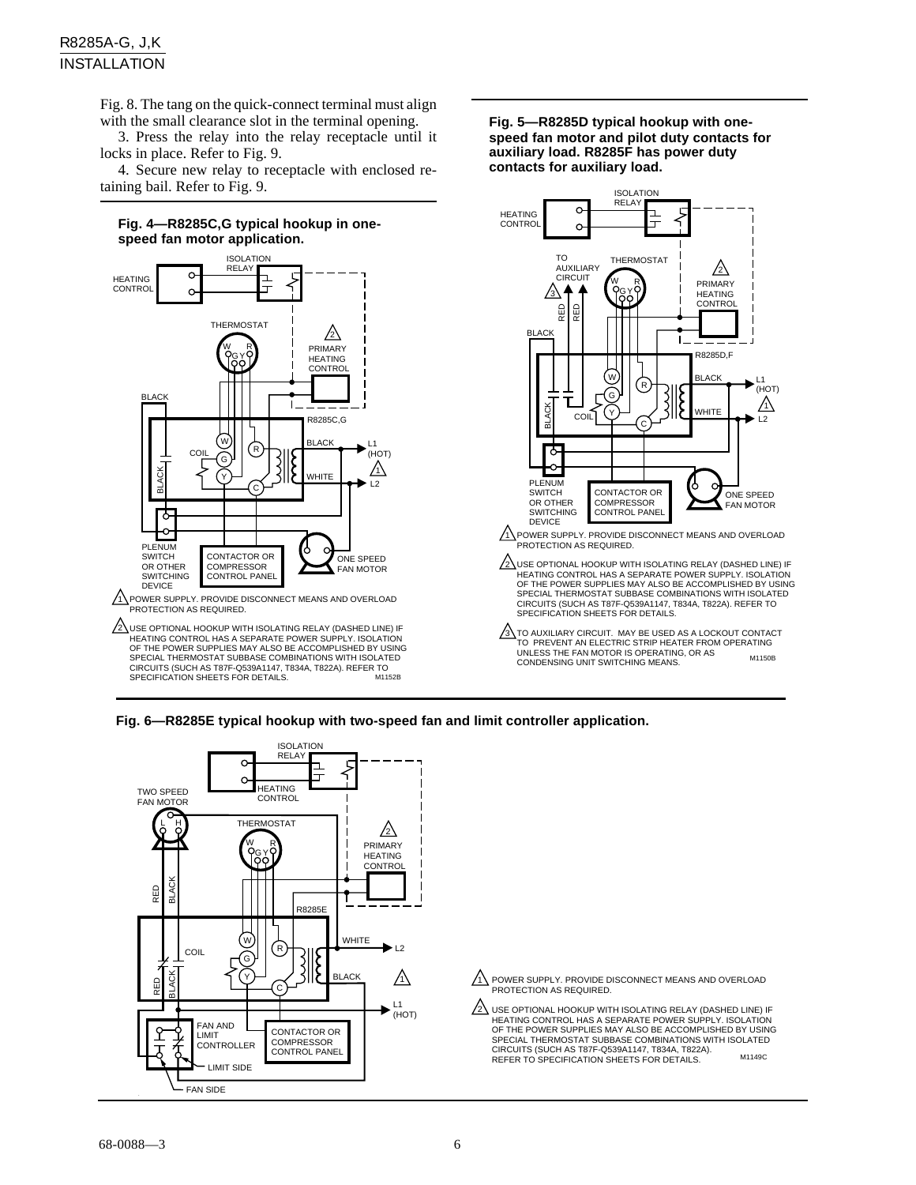Fig. 8. The tang on the quick-connect terminal must align with the small clearance slot in the terminal opening.

3. Press the relay into the relay receptacle until it locks in place. Refer to Fig. 9.

4. Secure new relay to receptacle with enclosed retaining bail. Refer to Fig. 9.

**Fig. 4—R8285C,G typical hookup in one-speed fan motor application.**

1 POWER SUPPLY. PROVIDE DISCONNECT MEANS AND OVERLOAD PROTECTION AS REQUIRED.

2 USE OPTIONAL HOOKUP WITH ISOLATING RELAY (DASHED LINE) IF HEATING CONTROL HAS A SEPARATE POWER SUPPLY. ISOLATION OF THE POWER SUPPLIES MAY ALSO BE ACCOMPLISHED BY USING SPECIAL THERMOSTAT SUBBASE COMBINATIONS WITH ISOLATED CIRCUITS (SUCH AS T87F-Q539A1147, T834A, T822A). REFER TO SPECIFICATION SHEETS FOR DETAILS.

**Fig. 5—R8285D typical hookup with one-speed fan motor and pilot duty contacts for auxiliary load. R8285F has power duty contacts for auxiliary load.**

1 POWER SUPPLY. PROVIDE DISCONNECT MEANS AND OVERLOAD PROTECTION AS REQUIRED.

2 USE OPTIONAL HOOKUP WITH ISOLATING RELAY (DASHED LINE) IF HEATING CONTROL HAS A SEPARATE POWER SUPPLY. ISOLATION OF THE POWER SUPPLIES MAY ALSO BE ACCOMPLISHED BY USING SPECIAL THERMOSTAT SUBBASE COMBINATIONS WITH ISOLATED CIRCUITS (SUCH AS T87F-Q539A1147, T834A, T822A). REFER TO SPECIFICATION SHEETS FOR DETAILS.

3 TO AUXILIARY CIRCUIT. MAY BE USED AS A LOCKOUT CONTACT TO PREVENT AN ELECTRIC STRIP HEATER FROM OPERATING UNLESS THE FAN MOTOR IS OPERATING, OR AS CONDENSING UNIT SWITCHING MEANS.

**Fig. 6—R8285E typical hookup with two-speed fan and limit controller application.**

1 POWER SUPPLY. PROVIDE DISCONNECT MEANS AND OVERLOAD PROTECTION AS REQUIRED.

2 USE OPTIONAL HOOKUP WITH ISOLATING RELAY (DASHED LINE) IF HEATING CONTROL HAS A SEPARATE POWER SUPPLY. ISOLATION OF THE POWER SUPPLIES MAY ALSO BE ACCOMPLISHED BY USING SPECIAL THERMOSTAT SUBBASE COMBINATIONS WITH ISOLATED CIRCUITS (SUCH AS T87F-Q539A1147, T834A, T822A). REFER TO SPECIFICATION SHEETS FOR DETAILS.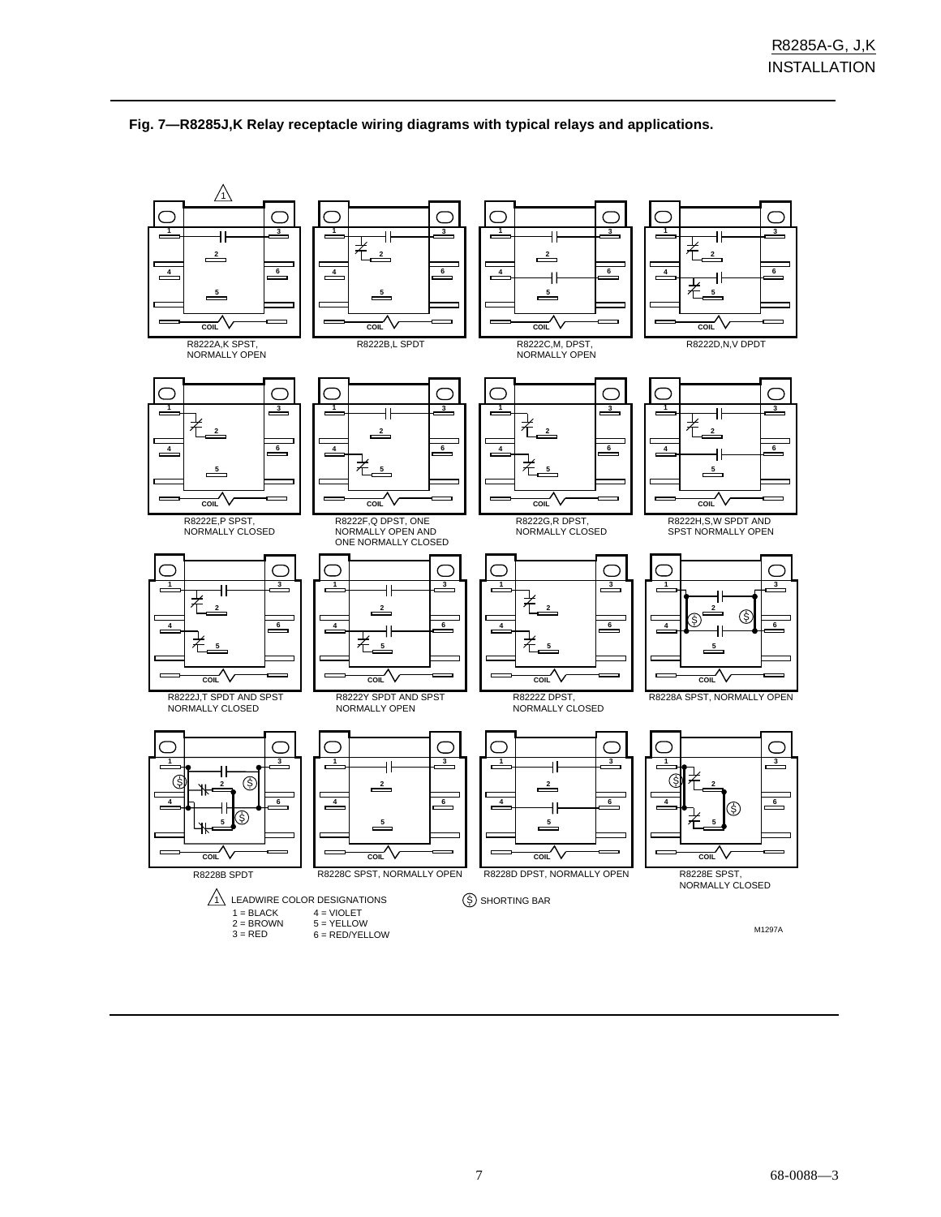**Fig. 7—R8285J,K Relay receptacle wiring diagrams with typical relays and applications.**

R8222A,K SPST, NORMALLY OPEN

R8222B,L SPDT

R8222C,M, DPST, NORMALLY OPEN

R8222D,N,V DPDT

R8222E,P SPST, NORMALLY CLOSED

R8222F,Q DPST, ONE NORMALLY OPEN AND ONE NORMALLY CLOSED

R8222G,R DPST, NORMALLY CLOSED

R8222H,S,W SPDT AND SPST NORMALLY OPEN

R8222J,T SPDT AND SPST NORMALLY CLOSED

R8222Y SPDT AND SPST NORMALLY OPEN

R8222Z DPST, NORMALLY CLOSED

R8228A SPST, NORMALLY OPEN

R8228B SPDT

R8228C SPST, NORMALLY OPEN

R8228D DPST, NORMALLY OPEN

R8228E SPST, NORMALLY CLOSED

1 LEADWIRE COLOR DESIGNATIONS

1 = BLACK
2 = BROWN
3 = RED
4 = VIOLET
5 = YELLOW
6 = RED/YELLOW

S SHORTING BAR

M1297A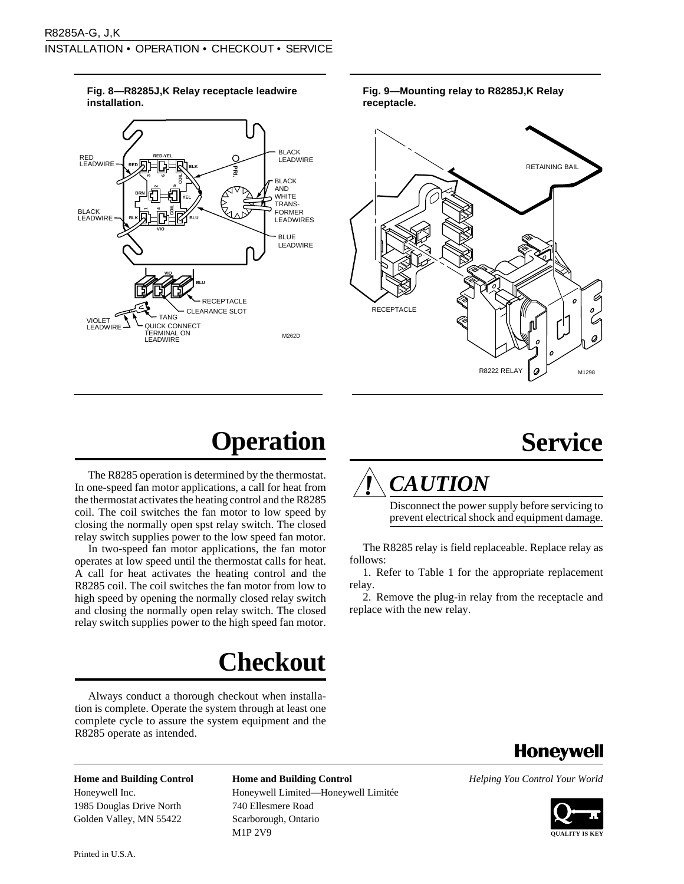**Fig. 8—R8285J,K Relay receptacle leadwire installation.**

RED LEADWIRE
RED-YEL
RED
BLK
3
6
COIL
PRI.
BLACK LEADWIRE
BRN
2
5
YEL
BLACK AND WHITE TRANS-FORMER LEADWIRES
BLACK LEADWIRE
1
4
COIL
BLK
BLU
VIO
BLUE LEADWIRE
VIO
BLU
RECEPTACLE
CLEARANCE SLOT
TANG
VIOLET LEADWIRE
QUICK CONNECT TERMINAL ON LEADWIRE
M262D

**Fig. 9—Mounting relay to R8285J,K Relay receptacle.**

RETAINING BAIL
RECEPTACLE
R8222 RELAY
M1298

# Operation

The R8285 operation is determined by the thermostat. In one-speed fan motor applications, a call for heat from the thermostat activates the heating control and the R8285 coil. The coil switches the fan motor to low speed by closing the normally open spst relay switch. The closed relay switch supplies power to the low speed fan motor.

In two-speed fan motor applications, the fan motor operates at low speed until the thermostat calls for heat. A call for heat activates the heating control and the R8285 coil. The coil switches the fan motor from low to high speed by opening the normally closed relay switch and closing the normally open relay switch. The closed relay switch supplies power to the high speed fan motor.

# Checkout

Always conduct a thorough checkout when installation is complete. Operate the system through at least one complete cycle to assure the system equipment and the R8285 operate as intended.

# Service

## ! CAUTION

Disconnect the power supply before servicing to prevent electrical shock and equipment damage.

The R8285 relay is field replaceable. Replace relay as follows:

1. Refer to Table 1 for the appropriate replacement relay.
2. Remove the plug-in relay from the receptacle and replace with the new relay.

**Honeywell**

**Home and Building Control**
Honeywell Inc.
1985 Douglas Drive North
Golden Valley, MN 55422

**Home and Building Control**
Honeywell Limited—Honeywell Limitée
740 Ellesmere Road
Scarborough, Ontario
M1P 2V9

*Helping You Control Your World*

QUALITY IS KEY

Printed in U.S.A.